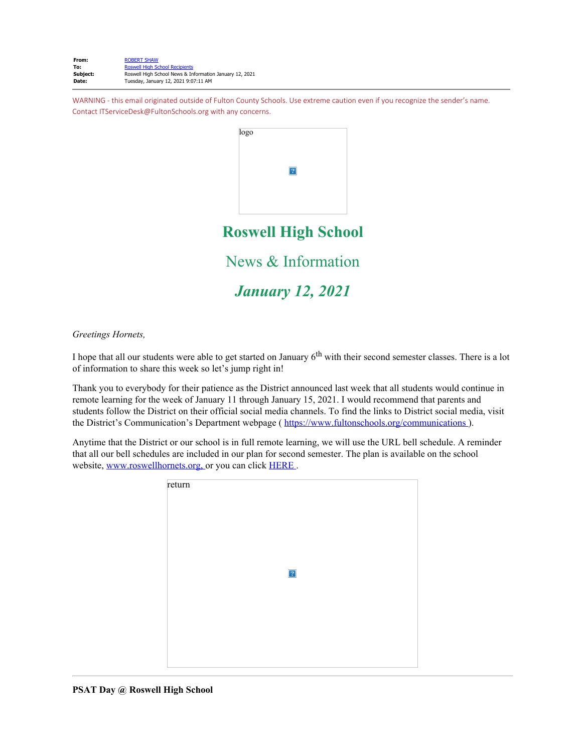**From:** ROBERT SHAW
**To:** Roswell High School Recipients
**Subject:** Roswell High School News & Information January 12, 2021
**Date:** Tuesday, January 12, 2021 9:07:11 AM

WARNING - this email originated outside of Fulton County Schools. Use extreme caution even if you recognize the sender's name. Contact ITServiceDesk@FultonSchools.org with any concerns.

logo

# Roswell High School

## News & Information

## *January 12, 2021*

*Greetings Hornets,*

I hope that all our students were able to get started on January 6th with their second semester classes. There is a lot of information to share this week so let's jump right in!

Thank you to everybody for their patience as the District announced last week that all students would continue in remote learning for the week of January 11 through January 15, 2021. I would recommend that parents and students follow the District on their official social media channels. To find the links to District social media, visit the District's Communication's Department webpage ( https://www.fultonschools.org/communications ).

Anytime that the District or our school is in full remote learning, we will use the URL bell schedule. A reminder that all our bell schedules are included in our plan for second semester. The plan is available on the school website, www.roswellhornets.org, or you can click HERE .

return

---

**PSAT Day @ Roswell High School**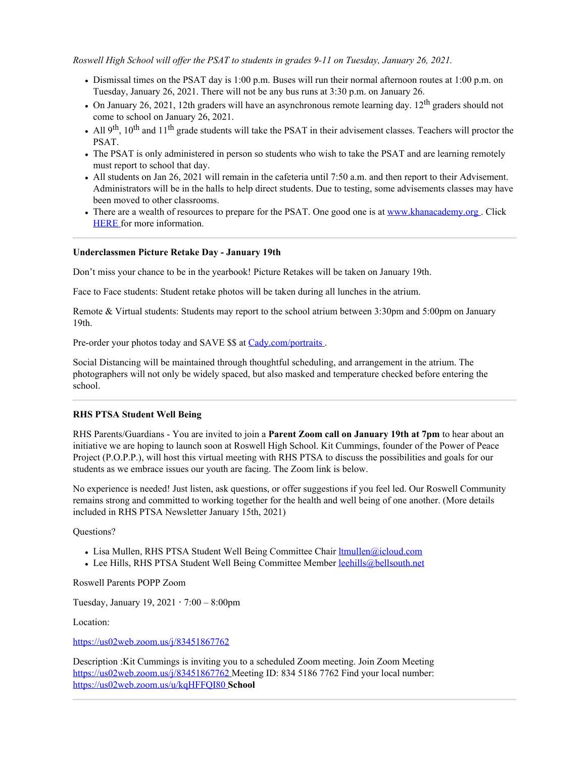*Roswell High School will offer the PSAT to students in grades 9-11 on Tuesday, January 26, 2021.*

- Dismissal times on the PSAT day is 1:00 p.m. Buses will run their normal afternoon routes at 1:00 p.m. on Tuesday, January 26, 2021. There will not be any bus runs at 3:30 p.m. on January 26.
- On January 26, 2021, 12th graders will have an asynchronous remote learning day. 12th graders should not come to school on January 26, 2021.
- All 9th, 10th and 11th grade students will take the PSAT in their advisement classes. Teachers will proctor the PSAT.
- The PSAT is only administered in person so students who wish to take the PSAT and are learning remotely must report to school that day.
- All students on Jan 26, 2021 will remain in the cafeteria until 7:50 a.m. and then report to their Advisement. Administrators will be in the halls to help direct students. Due to testing, some advisements classes may have been moved to other classrooms.
- There are a wealth of resources to prepare for the PSAT. One good one is at www.khanacademy.org . Click HERE for more information.

---

**Underclassmen Picture Retake Day - January 19th**

Don't miss your chance to be in the yearbook! Picture Retakes will be taken on January 19th.

Face to Face students: Student retake photos will be taken during all lunches in the atrium.

Remote & Virtual students: Students may report to the school atrium between 3:30pm and 5:00pm on January 19th.

Pre-order your photos today and SAVE $$ at Cady.com/portraits .

Social Distancing will be maintained through thoughtful scheduling, and arrangement in the atrium. The photographers will not only be widely spaced, but also masked and temperature checked before entering the school.

---

**RHS PTSA Student Well Being**

RHS Parents/Guardians - You are invited to join a **Parent Zoom call on January 19th at 7pm** to hear about an initiative we are hoping to launch soon at Roswell High School. Kit Cummings, founder of the Power of Peace Project (P.O.P.P.), will host this virtual meeting with RHS PTSA to discuss the possibilities and goals for our students as we embrace issues our youth are facing. The Zoom link is below.

No experience is needed! Just listen, ask questions, or offer suggestions if you feel led. Our Roswell Community remains strong and committed to working together for the health and well being of one another. (More details included in RHS PTSA Newsletter January 15th, 2021)

Questions?

- Lisa Mullen, RHS PTSA Student Well Being Committee Chair ltmullen@icloud.com
- Lee Hills, RHS PTSA Student Well Being Committee Member leehills@bellsouth.net

Roswell Parents POPP Zoom

Tuesday, January 19, 2021 · 7:00 – 8:00pm

Location:

https://us02web.zoom.us/j/83451867762

Description :Kit Cummings is inviting you to a scheduled Zoom meeting. Join Zoom Meeting https://us02web.zoom.us/j/83451867762 Meeting ID: 834 5186 7762 Find your local number: https://us02web.zoom.us/u/kqHFFQI80 **School**

---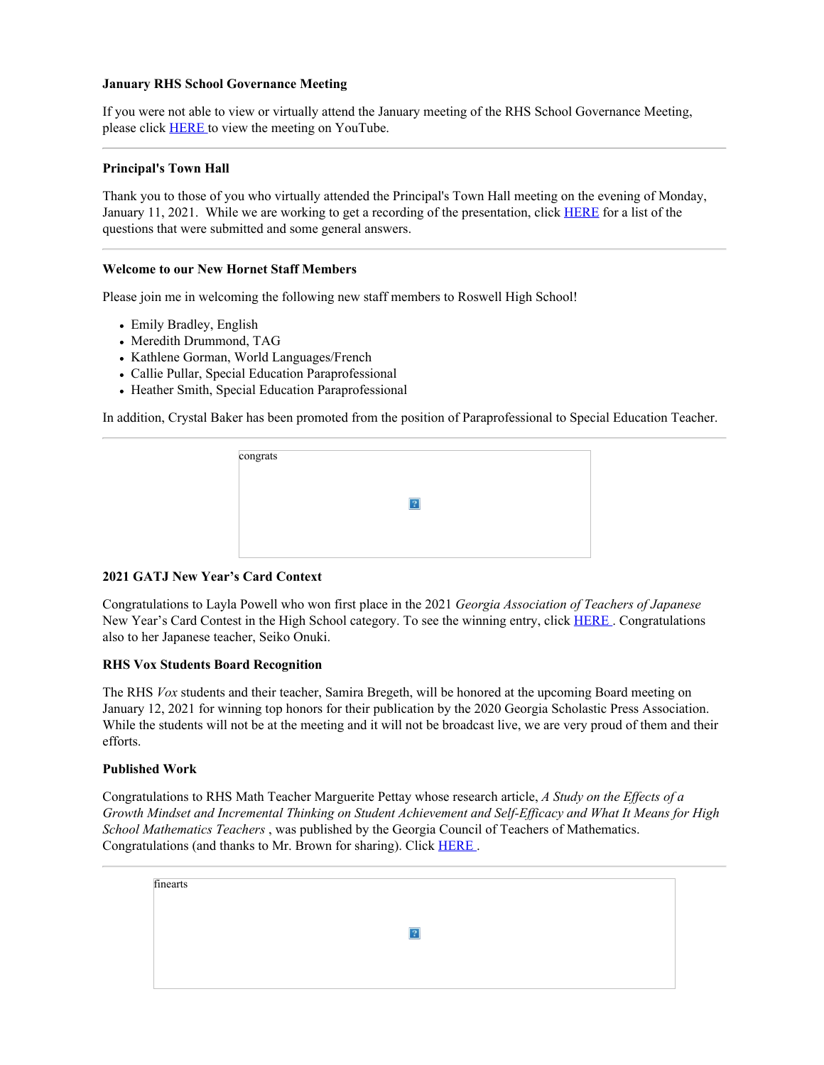**January RHS School Governance Meeting**

If you were not able to view or virtually attend the January meeting of the RHS School Governance Meeting, please click HERE to view the meeting on YouTube.

---

**Principal's Town Hall**

Thank you to those of you who virtually attended the Principal's Town Hall meeting on the evening of Monday, January 11, 2021. While we are working to get a recording of the presentation, click HERE for a list of the questions that were submitted and some general answers.

---

**Welcome to our New Hornet Staff Members**

Please join me in welcoming the following new staff members to Roswell High School!

- Emily Bradley, English
- Meredith Drummond, TAG
- Kathlene Gorman, World Languages/French
- Callie Pullar, Special Education Paraprofessional
- Heather Smith, Special Education Paraprofessional

In addition, Crystal Baker has been promoted from the position of Paraprofessional to Special Education Teacher.

---

congrats

**2021 GATJ New Year's Card Context**

Congratulations to Layla Powell who won first place in the 2021 *Georgia Association of Teachers of Japanese* New Year's Card Contest in the High School category. To see the winning entry, click HERE. Congratulations also to her Japanese teacher, Seiko Onuki.

**RHS Vox Students Board Recognition**

The RHS *Vox* students and their teacher, Samira Bregeth, will be honored at the upcoming Board meeting on January 12, 2021 for winning top honors for their publication by the 2020 Georgia Scholastic Press Association. While the students will not be at the meeting and it will not be broadcast live, we are very proud of them and their efforts.

**Published Work**

Congratulations to RHS Math Teacher Marguerite Pettay whose research article, *A Study on the Effects of a Growth Mindset and Incremental Thinking on Student Achievement and Self-Efficacy and What It Means for High School Mathematics Teachers* , was published by the Georgia Council of Teachers of Mathematics. Congratulations (and thanks to Mr. Brown for sharing). Click HERE.

---

finearts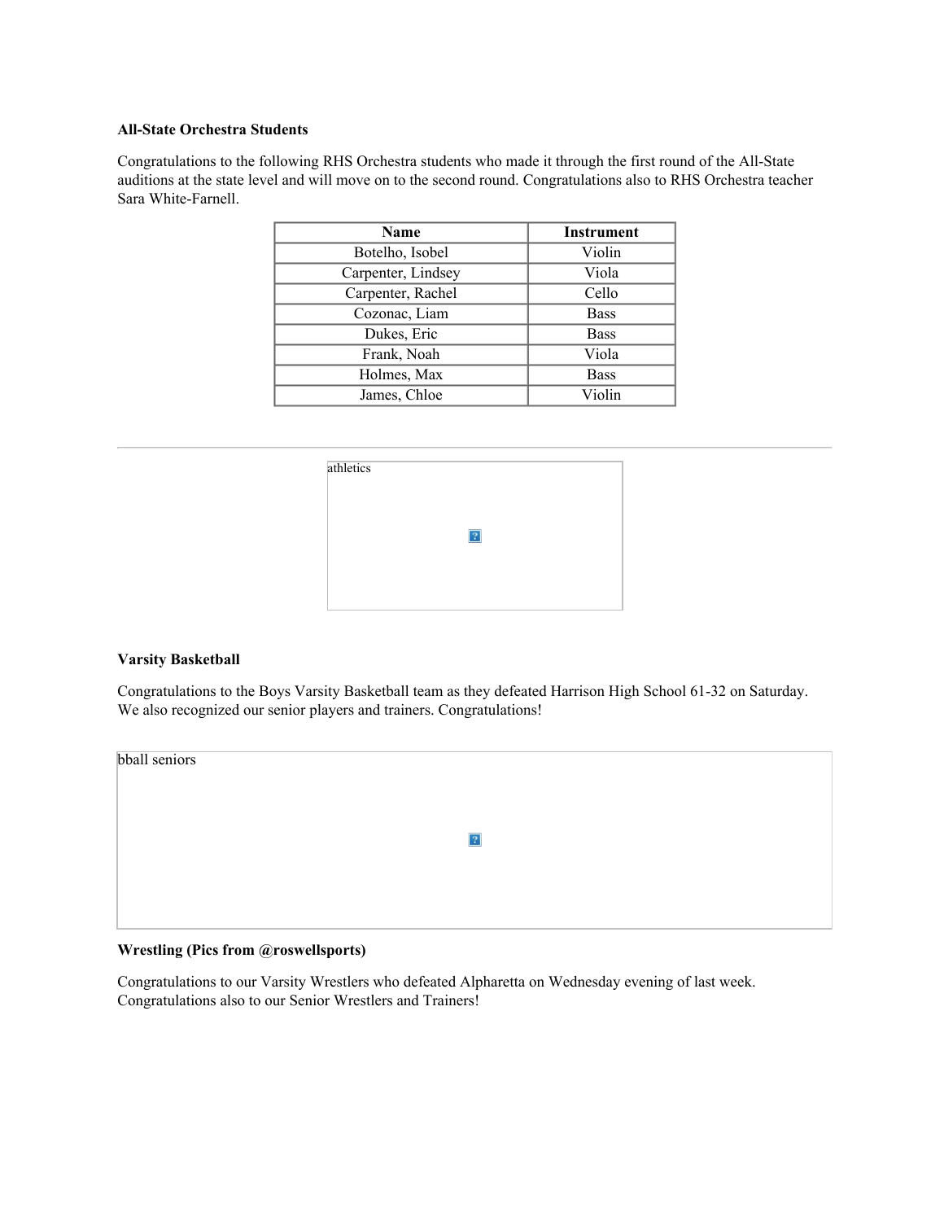**All-State Orchestra Students**

Congratulations to the following RHS Orchestra students who made it through the first round of the All-State auditions at the state level and will move on to the second round. Congratulations also to RHS Orchestra teacher Sara White-Farnell.

| Name | Instrument |
|---|---|
| Botelho, Isobel | Violin |
| Carpenter, Lindsey | Viola |
| Carpenter, Rachel | Cello |
| Cozonac, Liam | Bass |
| Dukes, Eric | Bass |
| Frank, Noah | Viola |
| Holmes, Max | Bass |
| James, Chloe | Violin |

---

athletics

**Varsity Basketball**

Congratulations to the Boys Varsity Basketball team as they defeated Harrison High School 61-32 on Saturday. We also recognized our senior players and trainers. Congratulations!

bball seniors

**Wrestling (Pics from @roswellsports)**

Congratulations to our Varsity Wrestlers who defeated Alpharetta on Wednesday evening of last week. Congratulations also to our Senior Wrestlers and Trainers!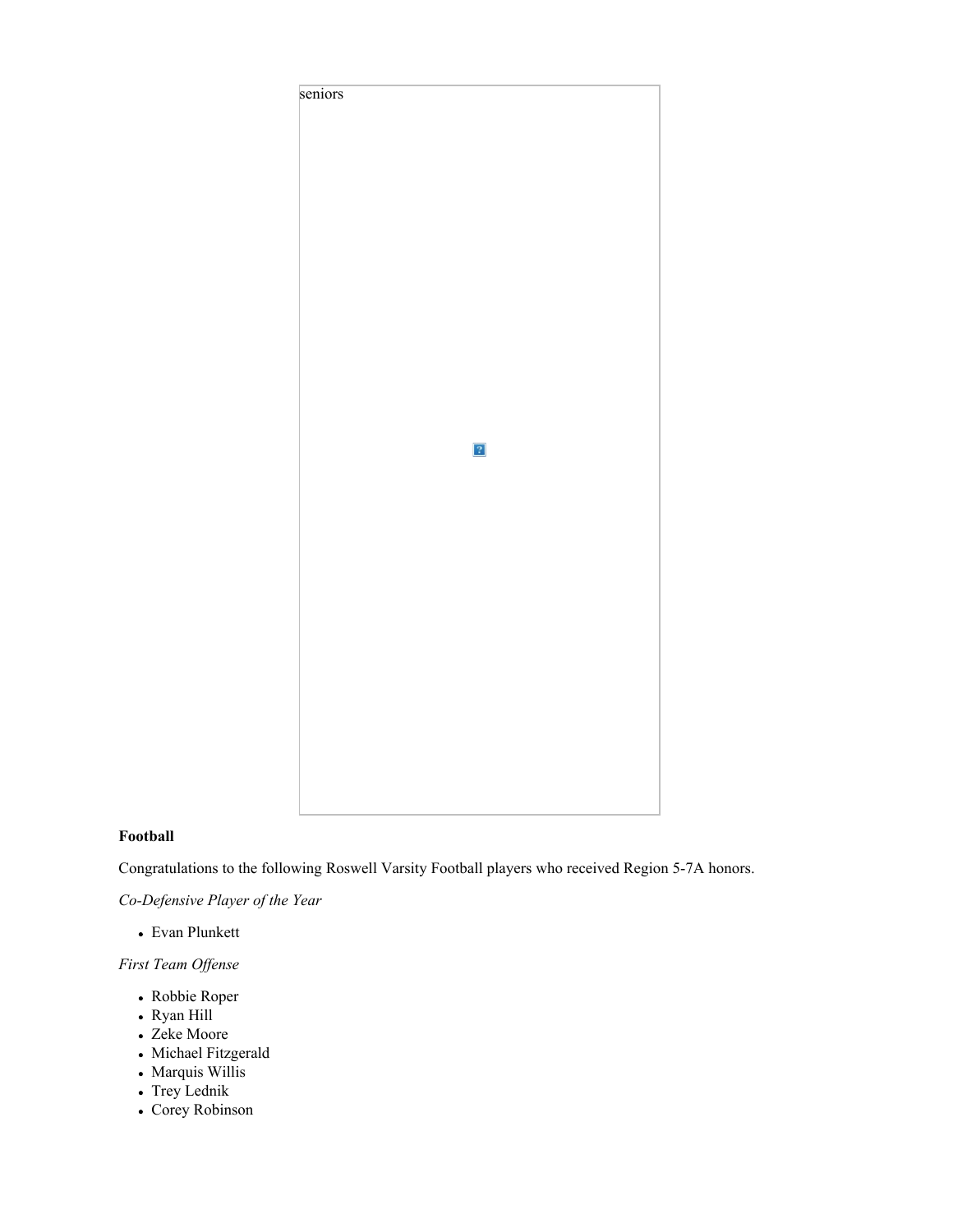seniors

**Football**

Congratulations to the following Roswell Varsity Football players who received Region 5-7A honors.

*Co-Defensive Player of the Year*

- Evan Plunkett

*First Team Offense*

- Robbie Roper
- Ryan Hill
- Zeke Moore
- Michael Fitzgerald
- Marquis Willis
- Trey Lednik
- Corey Robinson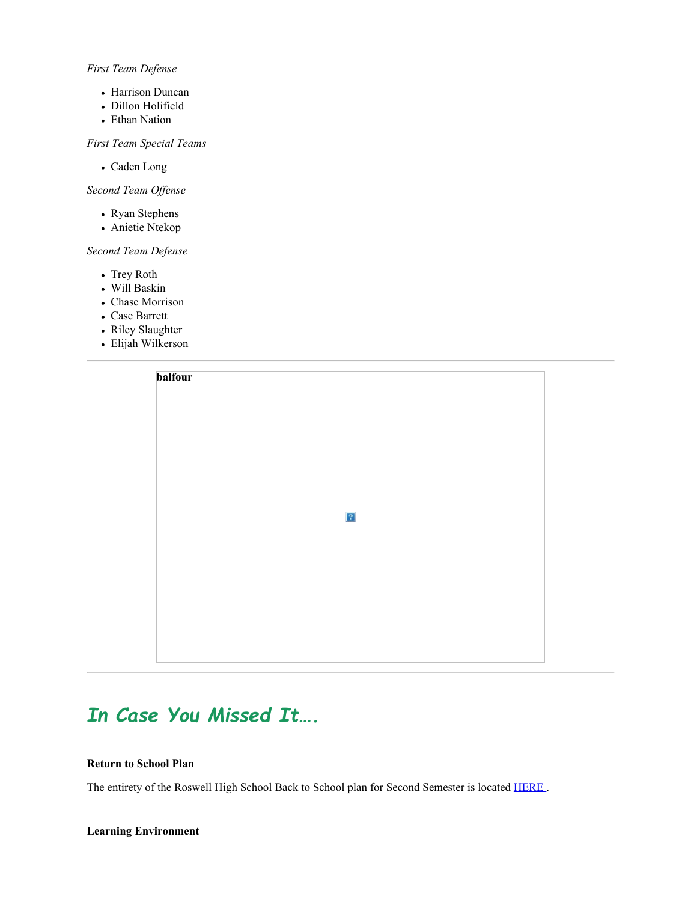*First Team Defense*

- Harrison Duncan
- Dillon Holifield
- Ethan Nation

*First Team Special Teams*

- Caden Long

*Second Team Offense*

- Ryan Stephens
- Anietie Ntekop

*Second Team Defense*

- Trey Roth
- Will Baskin
- Chase Morrison
- Case Barrett
- Riley Slaughter
- Elijah Wilkerson

---

**balfour**

---

## *In Case You Missed It….*

**Return to School Plan**

The entirety of the Roswell High School Back to School plan for Second Semester is located [HERE ](HERE).

**Learning Environment**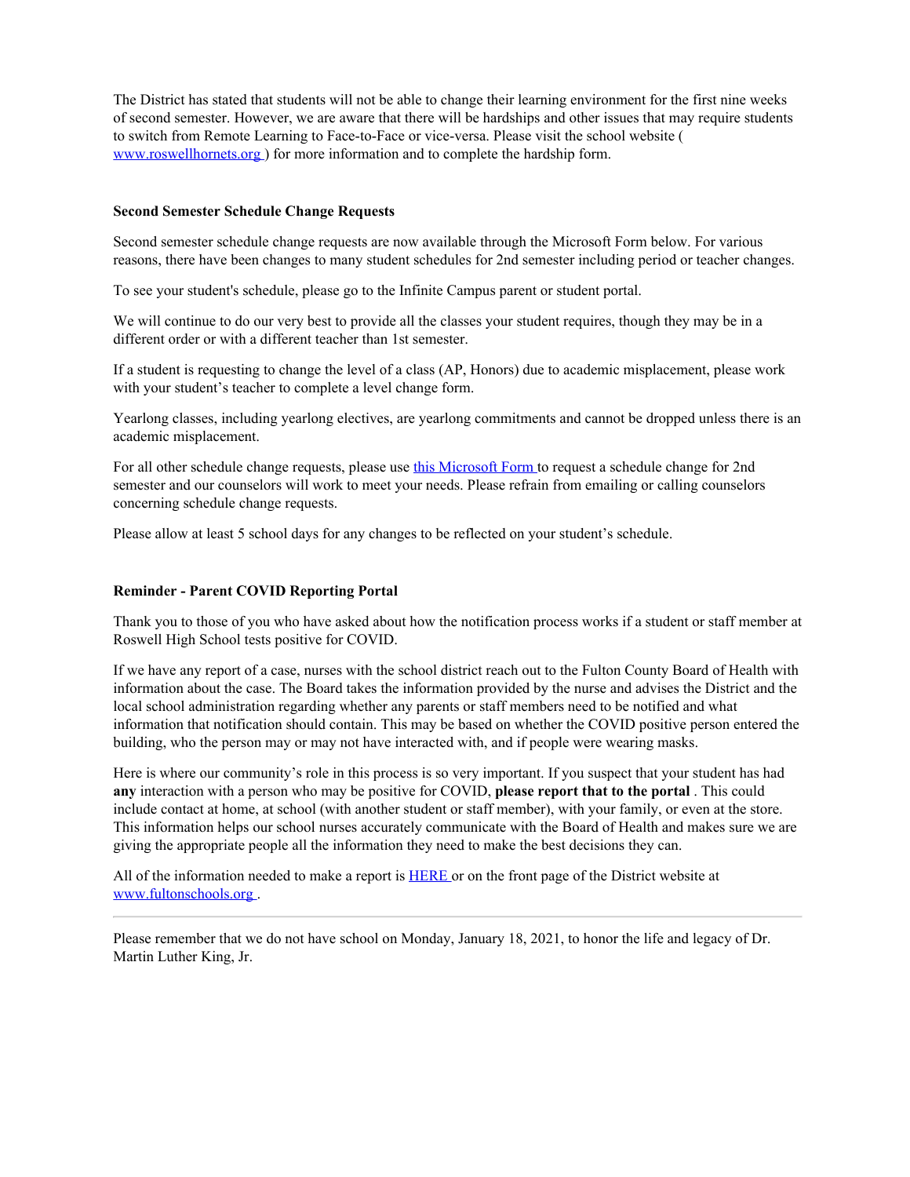The District has stated that students will not be able to change their learning environment for the first nine weeks of second semester. However, we are aware that there will be hardships and other issues that may require students to switch from Remote Learning to Face-to-Face or vice-versa. Please visit the school website ( [www.roswellhornets.org](www.roswellhornets.org) ) for more information and to complete the hardship form.

**Second Semester Schedule Change Requests**

Second semester schedule change requests are now available through the Microsoft Form below. For various reasons, there have been changes to many student schedules for 2nd semester including period or teacher changes.

To see your student's schedule, please go to the Infinite Campus parent or student portal.

We will continue to do our very best to provide all the classes your student requires, though they may be in a different order or with a different teacher than 1st semester.

If a student is requesting to change the level of a class (AP, Honors) due to academic misplacement, please work with your student's teacher to complete a level change form.

Yearlong classes, including yearlong electives, are yearlong commitments and cannot be dropped unless there is an academic misplacement.

For all other schedule change requests, please use this Microsoft Form to request a schedule change for 2nd semester and our counselors will work to meet your needs. Please refrain from emailing or calling counselors concerning schedule change requests.

Please allow at least 5 school days for any changes to be reflected on your student's schedule.

**Reminder - Parent COVID Reporting Portal**

Thank you to those of you who have asked about how the notification process works if a student or staff member at Roswell High School tests positive for COVID.

If we have any report of a case, nurses with the school district reach out to the Fulton County Board of Health with information about the case. The Board takes the information provided by the nurse and advises the District and the local school administration regarding whether any parents or staff members need to be notified and what information that notification should contain. This may be based on whether the COVID positive person entered the building, who the person may or may not have interacted with, and if people were wearing masks.

Here is where our community's role in this process is so very important. If you suspect that your student has had **any** interaction with a person who may be positive for COVID, **please report that to the portal** . This could include contact at home, at school (with another student or staff member), with your family, or even at the store. This information helps our school nurses accurately communicate with the Board of Health and makes sure we are giving the appropriate people all the information they need to make the best decisions they can.

All of the information needed to make a report is HERE or on the front page of the District website at [www.fultonschools.org](www.fultonschools.org) .

---

Please remember that we do not have school on Monday, January 18, 2021, to honor the life and legacy of Dr. Martin Luther King, Jr.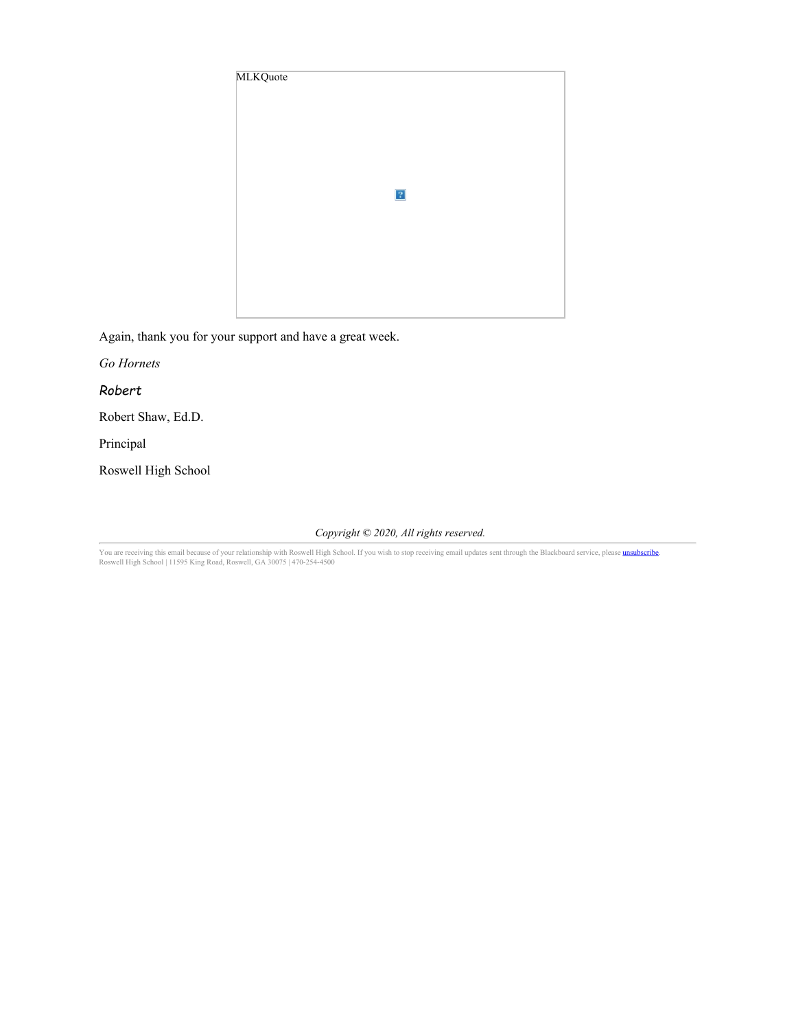MLKQuote

Again, thank you for your support and have a great week.

*Go Hornets*

*Robert*

Robert Shaw, Ed.D.

Principal

Roswell High School

*Copyright © 2020, All rights reserved.*

---

You are receiving this email because of your relationship with Roswell High School. If you wish to stop receiving email updates sent through the Blackboard service, please unsubscribe.
Roswell High School | 11595 King Road, Roswell, GA 30075 | 470-254-4500